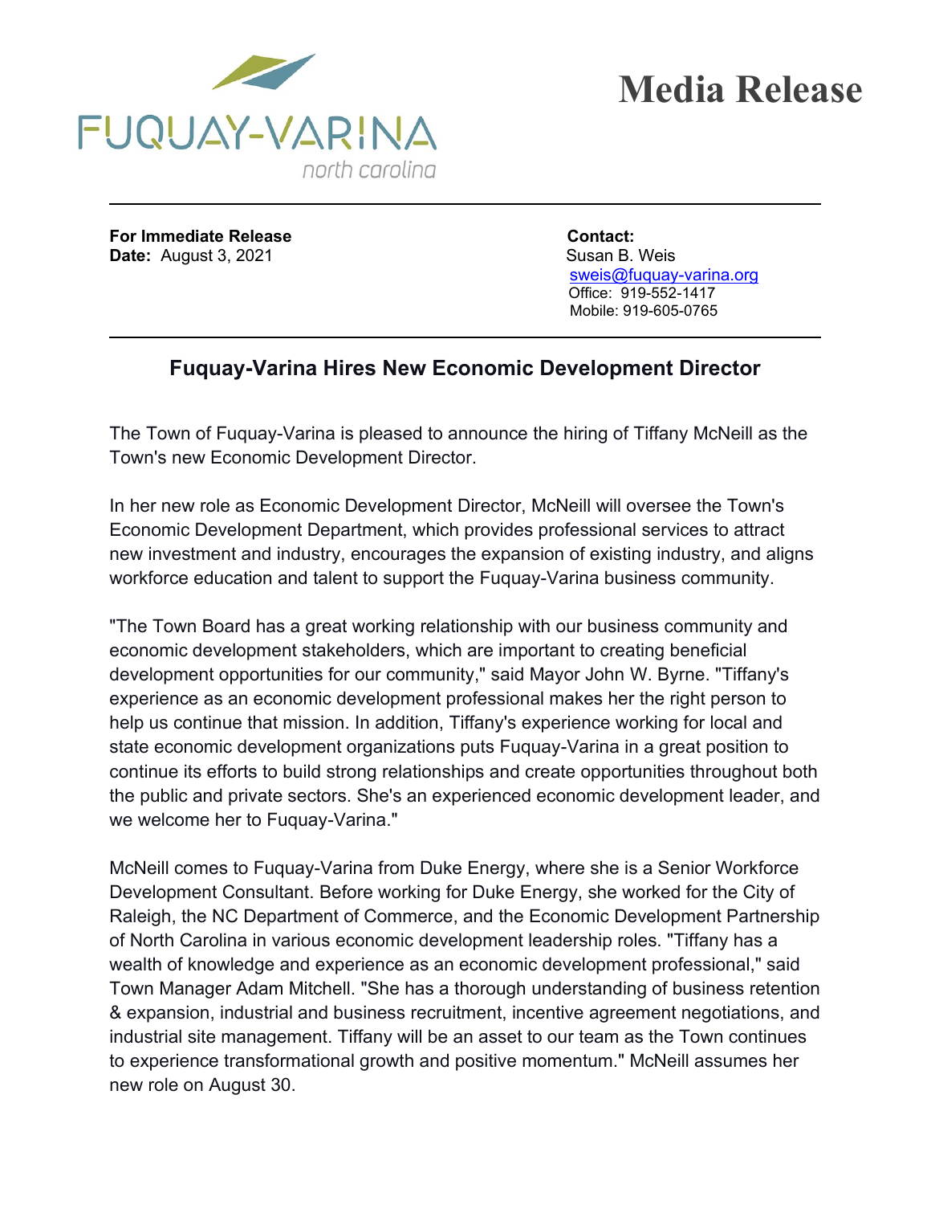FUQUAY-VARINA
north carolina

# Media Release

**For Immediate Release**
**Date:** August 3, 2021

**Contact:**
Susan B. Weis
sweis@fuquay-varina.org
Office: 919-552-1417
Mobile: 919-605-0765

## Fuquay-Varina Hires New Economic Development Director

The Town of Fuquay-Varina is pleased to announce the hiring of Tiffany McNeill as the Town's new Economic Development Director.

In her new role as Economic Development Director, McNeill will oversee the Town's Economic Development Department, which provides professional services to attract new investment and industry, encourages the expansion of existing industry, and aligns workforce education and talent to support the Fuquay-Varina business community.

"The Town Board has a great working relationship with our business community and economic development stakeholders, which are important to creating beneficial development opportunities for our community," said Mayor John W. Byrne. "Tiffany's experience as an economic development professional makes her the right person to help us continue that mission. In addition, Tiffany's experience working for local and state economic development organizations puts Fuquay-Varina in a great position to continue its efforts to build strong relationships and create opportunities throughout both the public and private sectors. She's an experienced economic development leader, and we welcome her to Fuquay-Varina."

McNeill comes to Fuquay-Varina from Duke Energy, where she is a Senior Workforce Development Consultant. Before working for Duke Energy, she worked for the City of Raleigh, the NC Department of Commerce, and the Economic Development Partnership of North Carolina in various economic development leadership roles. "Tiffany has a wealth of knowledge and experience as an economic development professional," said Town Manager Adam Mitchell. "She has a thorough understanding of business retention & expansion, industrial and business recruitment, incentive agreement negotiations, and industrial site management. Tiffany will be an asset to our team as the Town continues to experience transformational growth and positive momentum." McNeill assumes her new role on August 30.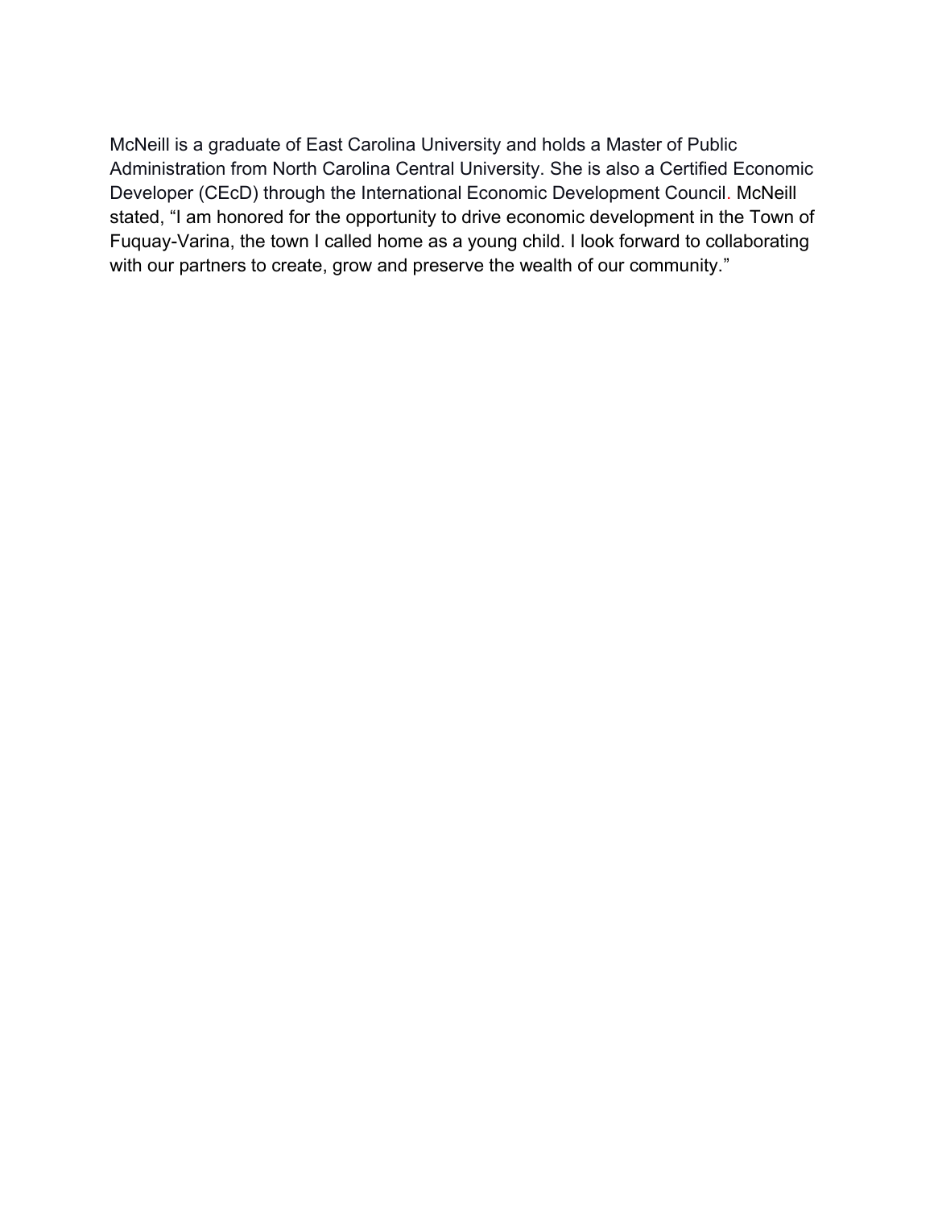McNeill is a graduate of East Carolina University and holds a Master of Public Administration from North Carolina Central University. She is also a Certified Economic Developer (CEcD) through the International Economic Development Council. McNeill stated, “I am honored for the opportunity to drive economic development in the Town of Fuquay-Varina, the town I called home as a young child. I look forward to collaborating with our partners to create, grow and preserve the wealth of our community.”